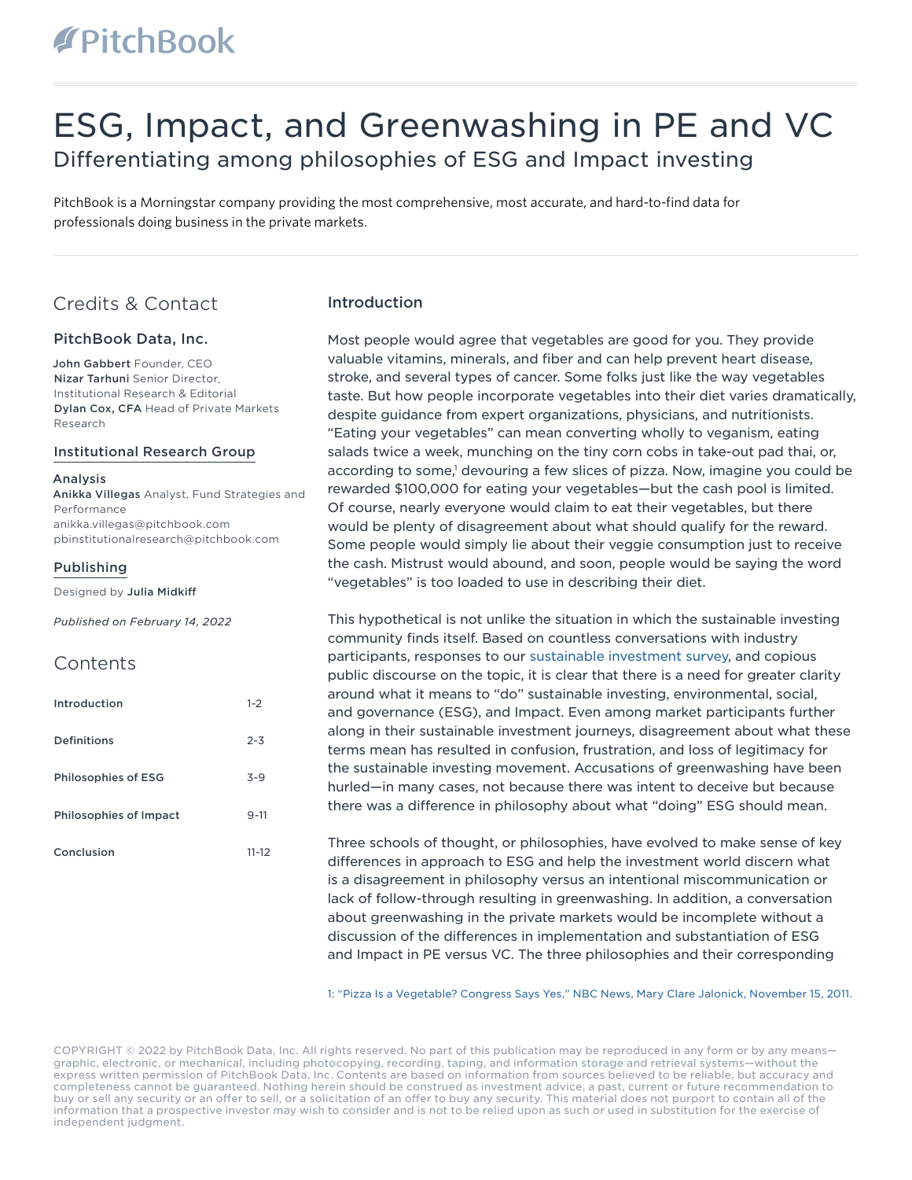PitchBook

# ESG, Impact, and Greenwashing in PE and VC

## Differentiating among philosophies of ESG and Impact investing

PitchBook is a Morningstar company providing the most comprehensive, most accurate, and hard-to-find data for professionals doing business in the private markets.

## Credits & Contact

### PitchBook Data, Inc.

**John Gabbert** Founder, CEO
**Nizar Tarhuni** Senior Director, Institutional Research & Editorial
**Dylan Cox, CFA** Head of Private Markets Research

### Institutional Research Group

**Analysis**
**Anikka Villegas** Analyst, Fund Strategies and Performance
anikka.villegas@pitchbook.com
pbinstitutionalresearch@pitchbook.com

### Publishing

Designed by **Julia Midkiff**

*Published on February 14, 2022*

## Contents

| | |
|---|---|
| Introduction | 1-2 |
| Definitions | 2-3 |
| Philosophies of ESG | 3-9 |
| Philosophies of Impact | 9-11 |
| Conclusion | 11-12 |

## Introduction

Most people would agree that vegetables are good for you. They provide valuable vitamins, minerals, and fiber and can help prevent heart disease, stroke, and several types of cancer. Some folks just like the way vegetables taste. But how people incorporate vegetables into their diet varies dramatically, despite guidance from expert organizations, physicians, and nutritionists. "Eating your vegetables" can mean converting wholly to veganism, eating salads twice a week, munching on the tiny corn cobs in take-out pad thai, or, according to some,[1] devouring a few slices of pizza. Now, imagine you could be rewarded $100,000 for eating your vegetables—but the cash pool is limited. Of course, nearly everyone would claim to eat their vegetables, but there would be plenty of disagreement about what should qualify for the reward. Some people would simply lie about their veggie consumption just to receive the cash. Mistrust would abound, and soon, people would be saying the word "vegetables" is too loaded to use in describing their diet.

This hypothetical is not unlike the situation in which the sustainable investing community finds itself. Based on countless conversations with industry participants, responses to our sustainable investment survey, and copious public discourse on the topic, it is clear that there is a need for greater clarity around what it means to "do" sustainable investing, environmental, social, and governance (ESG), and Impact. Even among market participants further along in their sustainable investment journeys, disagreement about what these terms mean has resulted in confusion, frustration, and loss of legitimacy for the sustainable investing movement. Accusations of greenwashing have been hurled—in many cases, not because there was intent to deceive but because there was a difference in philosophy about what "doing" ESG should mean.

Three schools of thought, or philosophies, have evolved to make sense of key differences in approach to ESG and help the investment world discern what is a disagreement in philosophy versus an intentional miscommunication or lack of follow-through resulting in greenwashing. In addition, a conversation about greenwashing in the private markets would be incomplete without a discussion of the differences in implementation and substantiation of ESG and Impact in PE versus VC. The three philosophies and their corresponding

1: "Pizza Is a Vegetable? Congress Says Yes," NBC News, Mary Clare Jalonick, November 15, 2011.

COPYRIGHT © 2022 by PitchBook Data, Inc. All rights reserved. No part of this publication may be reproduced in any form or by any means—graphic, electronic, or mechanical, including photocopying, recording, taping, and information storage and retrieval systems—without the express written permission of PitchBook Data, Inc. Contents are based on information from sources believed to be reliable, but accuracy and completeness cannot be guaranteed. Nothing herein should be construed as investment advice, a past, current or future recommendation to buy or sell any security or an offer to sell, or a solicitation of an offer to buy any security. This material does not purport to contain all of the information that a prospective investor may wish to consider and is not to be relied upon as such or used in substitution for the exercise of independent judgment.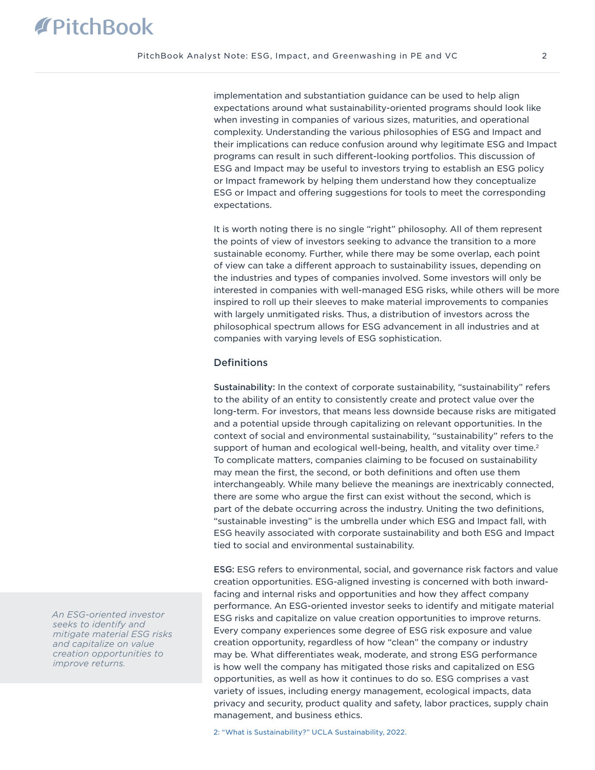implementation and substantiation guidance can be used to help align expectations around what sustainability-oriented programs should look like when investing in companies of various sizes, maturities, and operational complexity. Understanding the various philosophies of ESG and Impact and their implications can reduce confusion around why legitimate ESG and Impact programs can result in such different-looking portfolios. This discussion of ESG and Impact may be useful to investors trying to establish an ESG policy or Impact framework by helping them understand how they conceptualize ESG or Impact and offering suggestions for tools to meet the corresponding expectations.

It is worth noting there is no single "right" philosophy. All of them represent the points of view of investors seeking to advance the transition to a more sustainable economy. Further, while there may be some overlap, each point of view can take a different approach to sustainability issues, depending on the industries and types of companies involved. Some investors will only be interested in companies with well-managed ESG risks, while others will be more inspired to roll up their sleeves to make material improvements to companies with largely unmitigated risks. Thus, a distribution of investors across the philosophical spectrum allows for ESG advancement in all industries and at companies with varying levels of ESG sophistication.

## Definitions

**Sustainability:** In the context of corporate sustainability, "sustainability" refers to the ability of an entity to consistently create and protect value over the long-term. For investors, that means less downside because risks are mitigated and a potential upside through capitalizing on relevant opportunities. In the context of social and environmental sustainability, "sustainability" refers to the support of human and ecological well-being, health, and vitality over time.[2] To complicate matters, companies claiming to be focused on sustainability may mean the first, the second, or both definitions and often use them interchangeably. While many believe the meanings are inextricably connected, there are some who argue the first can exist without the second, which is part of the debate occurring across the industry. Uniting the two definitions, "sustainable investing" is the umbrella under which ESG and Impact fall, with ESG heavily associated with corporate sustainability and both ESG and Impact tied to social and environmental sustainability.

**ESG:** ESG refers to environmental, social, and governance risk factors and value creation opportunities. ESG-aligned investing is concerned with both inward-facing and internal risks and opportunities and how they affect company performance. An ESG-oriented investor seeks to identify and mitigate material ESG risks and capitalize on value creation opportunities to improve returns. Every company experiences some degree of ESG risk exposure and value creation opportunity, regardless of how "clean" the company or industry may be. What differentiates weak, moderate, and strong ESG performance is how well the company has mitigated those risks and capitalized on ESG opportunities, as well as how it continues to do so. ESG comprises a vast variety of issues, including energy management, ecological impacts, data privacy and security, product quality and safety, labor practices, supply chain management, and business ethics.

*An ESG-oriented investor seeks to identify and mitigate material ESG risks and capitalize on value creation opportunities to improve returns.*

2: "What is Sustainability?" UCLA Sustainability, 2022.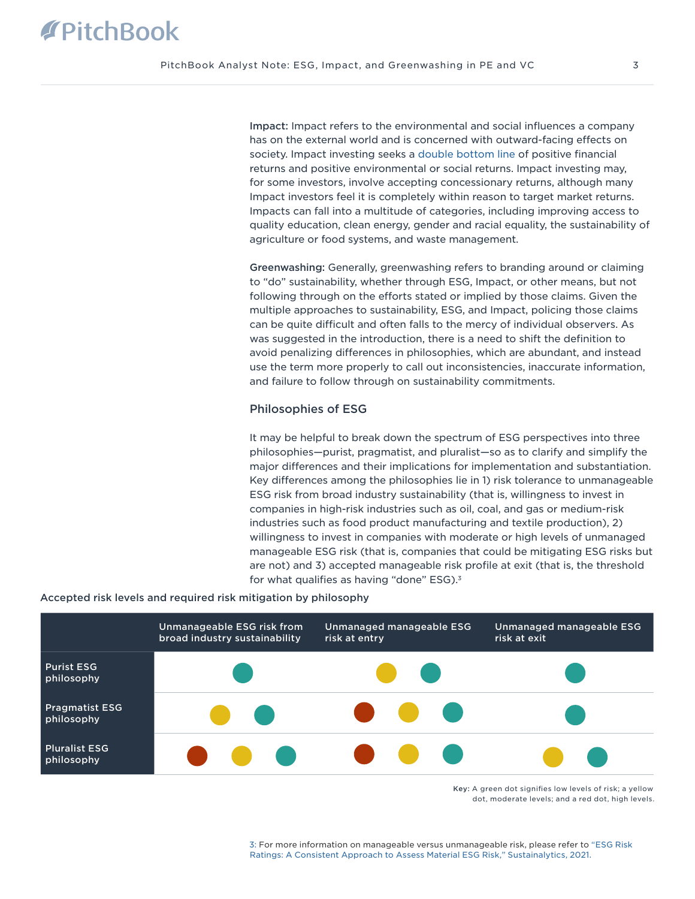**Impact:** Impact refers to the environmental and social influences a company has on the external world and is concerned with outward-facing effects on society. Impact investing seeks a double bottom line of positive financial returns and positive environmental or social returns. Impact investing may, for some investors, involve accepting concessionary returns, although many Impact investors feel it is completely within reason to target market returns. Impacts can fall into a multitude of categories, including improving access to quality education, clean energy, gender and racial equality, the sustainability of agriculture or food systems, and waste management.

**Greenwashing:** Generally, greenwashing refers to branding around or claiming to "do" sustainability, whether through ESG, Impact, or other means, but not following through on the efforts stated or implied by those claims. Given the multiple approaches to sustainability, ESG, and Impact, policing those claims can be quite difficult and often falls to the mercy of individual observers. As was suggested in the introduction, there is a need to shift the definition to avoid penalizing differences in philosophies, which are abundant, and instead use the term more properly to call out inconsistencies, inaccurate information, and failure to follow through on sustainability commitments.

## Philosophies of ESG

It may be helpful to break down the spectrum of ESG perspectives into three philosophies—purist, pragmatist, and pluralist—so as to clarify and simplify the major differences and their implications for implementation and substantiation. Key differences among the philosophies lie in 1) risk tolerance to unmanageable ESG risk from broad industry sustainability (that is, willingness to invest in companies in high-risk industries such as oil, coal, and gas or medium-risk industries such as food product manufacturing and textile production), 2) willingness to invest in companies with moderate or high levels of unmanaged manageable ESG risk (that is, companies that could be mitigating ESG risks but are not) and 3) accepted manageable risk profile at exit (that is, the threshold for what qualifies as having "done" ESG).[3]

**Accepted risk levels and required risk mitigation by philosophy**

| | Unmanageable ESG risk from broad industry sustainability | Unmanaged manageable ESG risk at entry | Unmanaged manageable ESG risk at exit |
|---|---|---|---|
| Purist ESG philosophy | Green | Yellow, Green | Green |
| Pragmatist ESG philosophy | Yellow, Green | Red, Yellow, Green | Green |
| Pluralist ESG philosophy | Red, Yellow, Green | Red, Yellow, Green | Yellow, Green |

Key: A green dot signifies low levels of risk; a yellow dot, moderate levels; and a red dot, high levels.

3: For more information on manageable versus unmanageable risk, please refer to "ESG Risk Ratings: A Consistent Approach to Assess Material ESG Risk," Sustainalytics, 2021.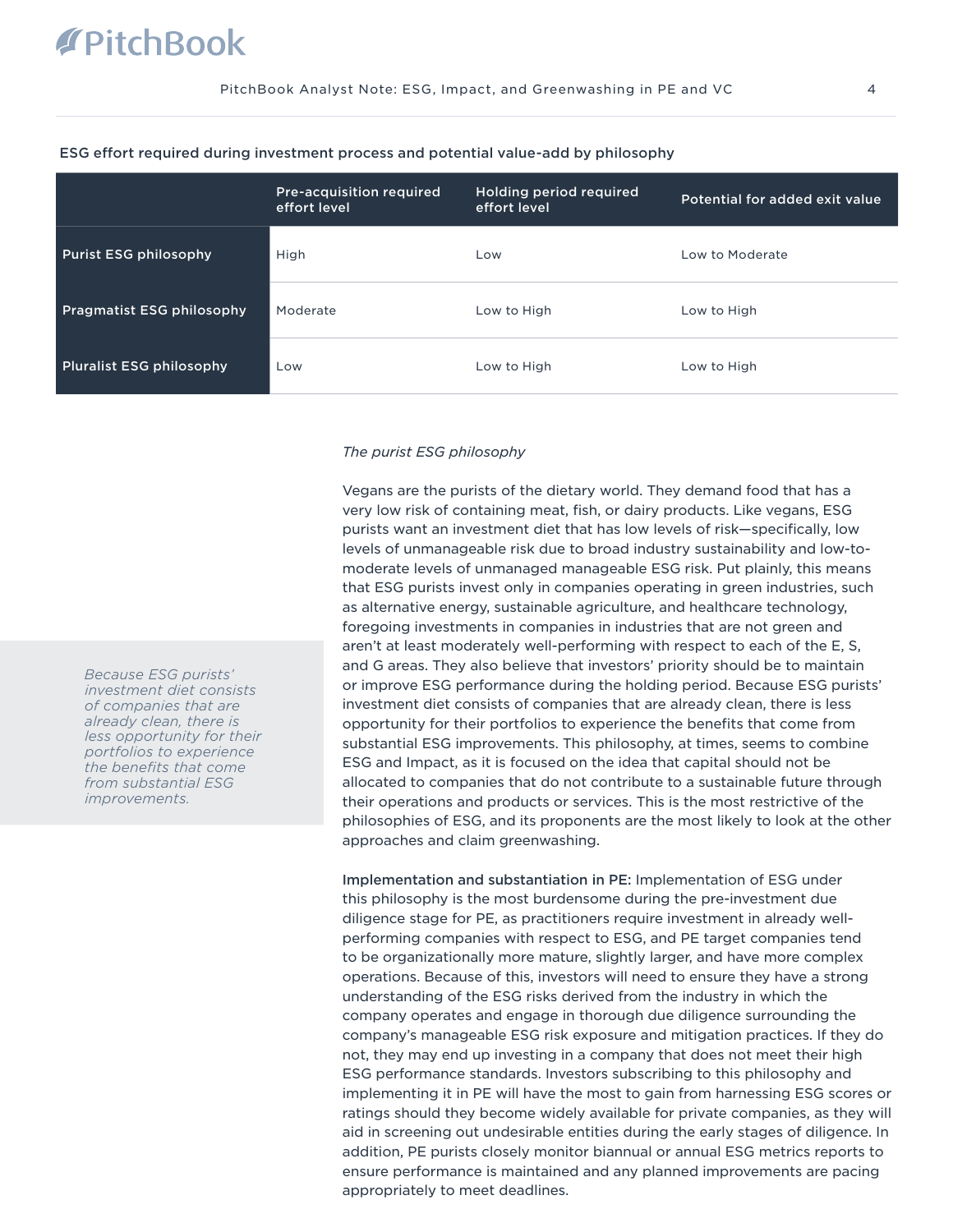ESG effort required during investment process and potential value-add by philosophy

| | Pre-acquisition required effort level | Holding period required effort level | Potential for added exit value |
|---|---|---|---|
| Purist ESG philosophy | High | Low | Low to Moderate |
| Pragmatist ESG philosophy | Moderate | Low to High | Low to High |
| Pluralist ESG philosophy | Low | Low to High | Low to High |

*The purist ESG philosophy*

Vegans are the purists of the dietary world. They demand food that has a very low risk of containing meat, fish, or dairy products. Like vegans, ESG purists want an investment diet that has low levels of risk—specifically, low levels of unmanageable risk due to broad industry sustainability and low-to-moderate levels of unmanaged manageable ESG risk. Put plainly, this means that ESG purists invest only in companies operating in green industries, such as alternative energy, sustainable agriculture, and healthcare technology, foregoing investments in companies in industries that are not green and aren't at least moderately well-performing with respect to each of the E, S, and G areas. They also believe that investors' priority should be to maintain or improve ESG performance during the holding period. Because ESG purists' investment diet consists of companies that are already clean, there is less opportunity for their portfolios to experience the benefits that come from substantial ESG improvements. This philosophy, at times, seems to combine ESG and Impact, as it is focused on the idea that capital should not be allocated to companies that do not contribute to a sustainable future through their operations and products or services. This is the most restrictive of the philosophies of ESG, and its proponents are the most likely to look at the other approaches and claim greenwashing.

*Because ESG purists' investment diet consists of companies that are already clean, there is less opportunity for their portfolios to experience the benefits that come from substantial ESG improvements.*

**Implementation and substantiation in PE:** Implementation of ESG under this philosophy is the most burdensome during the pre-investment due diligence stage for PE, as practitioners require investment in already well-performing companies with respect to ESG, and PE target companies tend to be organizationally more mature, slightly larger, and have more complex operations. Because of this, investors will need to ensure they have a strong understanding of the ESG risks derived from the industry in which the company operates and engage in thorough due diligence surrounding the company's manageable ESG risk exposure and mitigation practices. If they do not, they may end up investing in a company that does not meet their high ESG performance standards. Investors subscribing to this philosophy and implementing it in PE will have the most to gain from harnessing ESG scores or ratings should they become widely available for private companies, as they will aid in screening out undesirable entities during the early stages of diligence. In addition, PE purists closely monitor biannual or annual ESG metrics reports to ensure performance is maintained and any planned improvements are pacing appropriately to meet deadlines.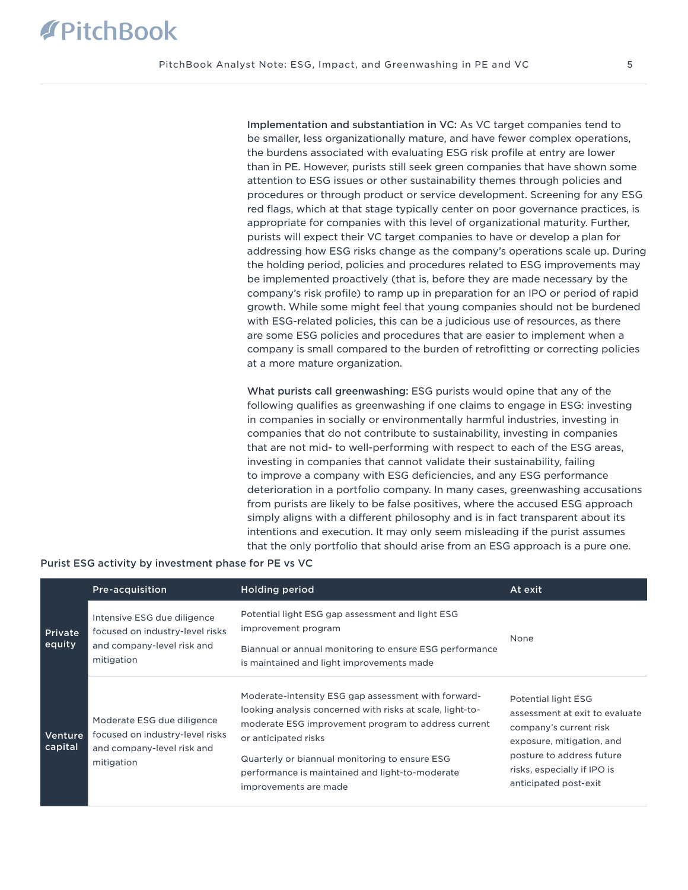**Implementation and substantiation in VC:** As VC target companies tend to be smaller, less organizationally mature, and have fewer complex operations, the burdens associated with evaluating ESG risk profile at entry are lower than in PE. However, purists still seek green companies that have shown some attention to ESG issues or other sustainability themes through policies and procedures or through product or service development. Screening for any ESG red flags, which at that stage typically center on poor governance practices, is appropriate for companies with this level of organizational maturity. Further, purists will expect their VC target companies to have or develop a plan for addressing how ESG risks change as the company's operations scale up. During the holding period, policies and procedures related to ESG improvements may be implemented proactively (that is, before they are made necessary by the company's risk profile) to ramp up in preparation for an IPO or period of rapid growth. While some might feel that young companies should not be burdened with ESG-related policies, this can be a judicious use of resources, as there are some ESG policies and procedures that are easier to implement when a company is small compared to the burden of retrofitting or correcting policies at a more mature organization.

**What purists call greenwashing:** ESG purists would opine that any of the following qualifies as greenwashing if one claims to engage in ESG: investing in companies in socially or environmentally harmful industries, investing in companies that do not contribute to sustainability, investing in companies that are not mid- to well-performing with respect to each of the ESG areas, investing in companies that cannot validate their sustainability, failing to improve a company with ESG deficiencies, and any ESG performance deterioration in a portfolio company. In many cases, greenwashing accusations from purists are likely to be false positives, where the accused ESG approach simply aligns with a different philosophy and is in fact transparent about its intentions and execution. It may only seem misleading if the purist assumes that the only portfolio that should arise from an ESG approach is a pure one.

**Purist ESG activity by investment phase for PE vs VC**

| | Pre-acquisition | Holding period | At exit |
|---|---|---|---|
| **Private equity** | Intensive ESG due diligence focused on industry-level risks and company-level risk and mitigation | Potential light ESG gap assessment and light ESG improvement program<br><br>Biannual or annual monitoring to ensure ESG performance is maintained and light improvements made | None |
| **Venture capital** | Moderate ESG due diligence focused on industry-level risks and company-level risk and mitigation | Moderate-intensity ESG gap assessment with forward-looking analysis concerned with risks at scale, light-to-moderate ESG improvement program to address current or anticipated risks<br><br>Quarterly or biannual monitoring to ensure ESG performance is maintained and light-to-moderate improvements are made | Potential light ESG assessment at exit to evaluate company's current risk exposure, mitigation, and posture to address future risks, especially if IPO is anticipated post-exit |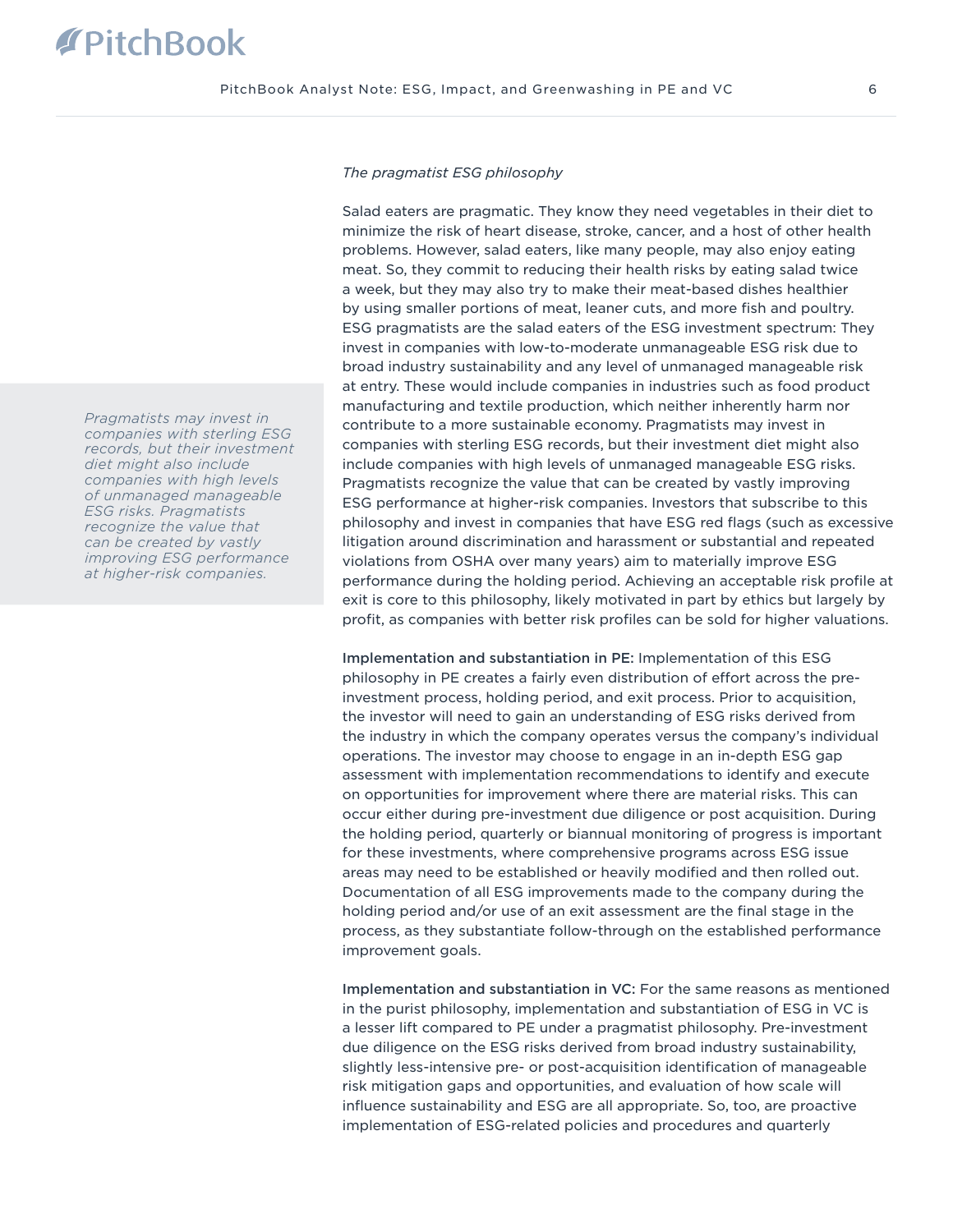*The pragmatist ESG philosophy*

Salad eaters are pragmatic. They know they need vegetables in their diet to minimize the risk of heart disease, stroke, cancer, and a host of other health problems. However, salad eaters, like many people, may also enjoy eating meat. So, they commit to reducing their health risks by eating salad twice a week, but they may also try to make their meat-based dishes healthier by using smaller portions of meat, leaner cuts, and more fish and poultry. ESG pragmatists are the salad eaters of the ESG investment spectrum: They invest in companies with low-to-moderate unmanageable ESG risk due to broad industry sustainability and any level of unmanaged manageable risk at entry. These would include companies in industries such as food product manufacturing and textile production, which neither inherently harm nor contribute to a more sustainable economy. Pragmatists may invest in companies with sterling ESG records, but their investment diet might also include companies with high levels of unmanaged manageable ESG risks. Pragmatists recognize the value that can be created by vastly improving ESG performance at higher-risk companies. Investors that subscribe to this philosophy and invest in companies that have ESG red flags (such as excessive litigation around discrimination and harassment or substantial and repeated violations from OSHA over many years) aim to materially improve ESG performance during the holding period. Achieving an acceptable risk profile at exit is core to this philosophy, likely motivated in part by ethics but largely by profit, as companies with better risk profiles can be sold for higher valuations.

*Pragmatists may invest in companies with sterling ESG records, but their investment diet might also include companies with high levels of unmanaged manageable ESG risks. Pragmatists recognize the value that can be created by vastly improving ESG performance at higher-risk companies.*

**Implementation and substantiation in PE:** Implementation of this ESG philosophy in PE creates a fairly even distribution of effort across the pre-investment process, holding period, and exit process. Prior to acquisition, the investor will need to gain an understanding of ESG risks derived from the industry in which the company operates versus the company's individual operations. The investor may choose to engage in an in-depth ESG gap assessment with implementation recommendations to identify and execute on opportunities for improvement where there are material risks. This can occur either during pre-investment due diligence or post acquisition. During the holding period, quarterly or biannual monitoring of progress is important for these investments, where comprehensive programs across ESG issue areas may need to be established or heavily modified and then rolled out. Documentation of all ESG improvements made to the company during the holding period and/or use of an exit assessment are the final stage in the process, as they substantiate follow-through on the established performance improvement goals.

**Implementation and substantiation in VC:** For the same reasons as mentioned in the purist philosophy, implementation and substantiation of ESG in VC is a lesser lift compared to PE under a pragmatist philosophy. Pre-investment due diligence on the ESG risks derived from broad industry sustainability, slightly less-intensive pre- or post-acquisition identification of manageable risk mitigation gaps and opportunities, and evaluation of how scale will influence sustainability and ESG are all appropriate. So, too, are proactive implementation of ESG-related policies and procedures and quarterly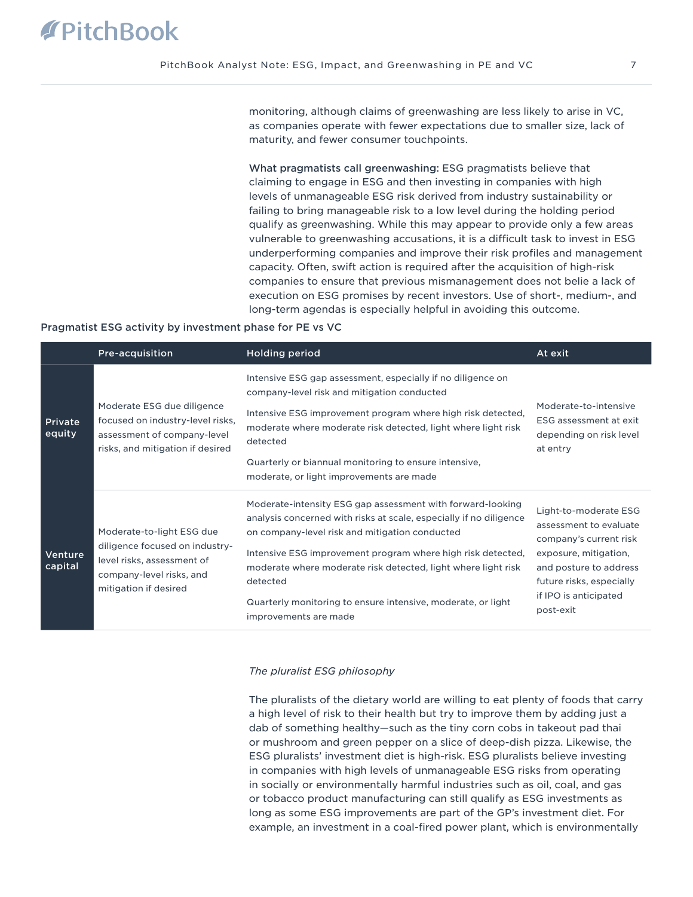monitoring, although claims of greenwashing are less likely to arise in VC, as companies operate with fewer expectations due to smaller size, lack of maturity, and fewer consumer touchpoints.

**What pragmatists call greenwashing:** ESG pragmatists believe that claiming to engage in ESG and then investing in companies with high levels of unmanageable ESG risk derived from industry sustainability or failing to bring manageable risk to a low level during the holding period qualify as greenwashing. While this may appear to provide only a few areas vulnerable to greenwashing accusations, it is a difficult task to invest in ESG underperforming companies and improve their risk profiles and management capacity. Often, swift action is required after the acquisition of high-risk companies to ensure that previous mismanagement does not belie a lack of execution on ESG promises by recent investors. Use of short-, medium-, and long-term agendas is especially helpful in avoiding this outcome.

**Pragmatist ESG activity by investment phase for PE vs VC**

| | Pre-acquisition | Holding period | At exit |
|---|---|---|---|
| **Private equity** | Moderate ESG due diligence focused on industry-level risks, assessment of company-level risks, and mitigation if desired | Intensive ESG gap assessment, especially if no diligence on company-level risk and mitigation conducted<br><br>Intensive ESG improvement program where high risk detected, moderate where moderate risk detected, light where light risk detected<br><br>Quarterly or biannual monitoring to ensure intensive, moderate, or light improvements are made | Moderate-to-intensive ESG assessment at exit depending on risk level at entry |
| **Venture capital** | Moderate-to-light ESG due diligence focused on industry-level risks, assessment of company-level risks, and mitigation if desired | Moderate-intensity ESG gap assessment with forward-looking analysis concerned with risks at scale, especially if no diligence on company-level risk and mitigation conducted<br><br>Intensive ESG improvement program where high risk detected, moderate where moderate risk detected, light where light risk detected<br><br>Quarterly monitoring to ensure intensive, moderate, or light improvements are made | Light-to-moderate ESG assessment to evaluate company's current risk exposure, mitigation, and posture to address future risks, especially if IPO is anticipated post-exit |

*The pluralist ESG philosophy*

The pluralists of the dietary world are willing to eat plenty of foods that carry a high level of risk to their health but try to improve them by adding just a dab of something healthy—such as the tiny corn cobs in takeout pad thai or mushroom and green pepper on a slice of deep-dish pizza. Likewise, the ESG pluralists' investment diet is high-risk. ESG pluralists believe investing in companies with high levels of unmanageable ESG risks from operating in socially or environmentally harmful industries such as oil, coal, and gas or tobacco product manufacturing can still qualify as ESG investments as long as some ESG improvements are part of the GP's investment diet. For example, an investment in a coal-fired power plant, which is environmentally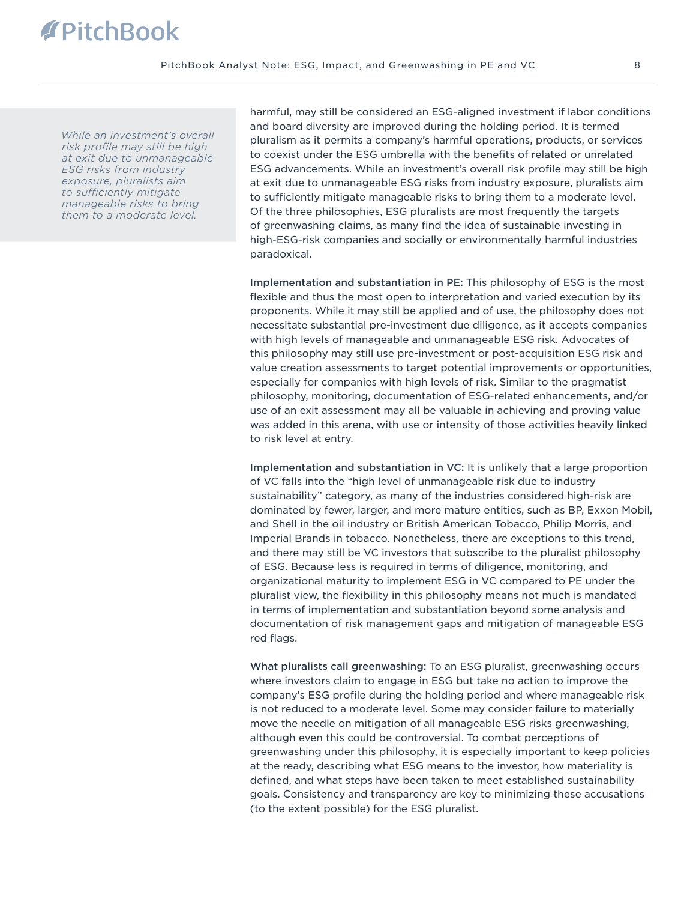> *While an investment's overall risk profile may still be high at exit due to unmanageable ESG risks from industry exposure, pluralists aim to sufficiently mitigate manageable risks to bring them to a moderate level.*

harmful, may still be considered an ESG-aligned investment if labor conditions and board diversity are improved during the holding period. It is termed pluralism as it permits a company's harmful operations, products, or services to coexist under the ESG umbrella with the benefits of related or unrelated ESG advancements. While an investment's overall risk profile may still be high at exit due to unmanageable ESG risks from industry exposure, pluralists aim to sufficiently mitigate manageable risks to bring them to a moderate level. Of the three philosophies, ESG pluralists are most frequently the targets of greenwashing claims, as many find the idea of sustainable investing in high-ESG-risk companies and socially or environmentally harmful industries paradoxical.

**Implementation and substantiation in PE:** This philosophy of ESG is the most flexible and thus the most open to interpretation and varied execution by its proponents. While it may still be applied and of use, the philosophy does not necessitate substantial pre-investment due diligence, as it accepts companies with high levels of manageable and unmanageable ESG risk. Advocates of this philosophy may still use pre-investment or post-acquisition ESG risk and value creation assessments to target potential improvements or opportunities, especially for companies with high levels of risk. Similar to the pragmatist philosophy, monitoring, documentation of ESG-related enhancements, and/or use of an exit assessment may all be valuable in achieving and proving value was added in this arena, with use or intensity of those activities heavily linked to risk level at entry.

**Implementation and substantiation in VC:** It is unlikely that a large proportion of VC falls into the "high level of unmanageable risk due to industry sustainability" category, as many of the industries considered high-risk are dominated by fewer, larger, and more mature entities, such as BP, Exxon Mobil, and Shell in the oil industry or British American Tobacco, Philip Morris, and Imperial Brands in tobacco. Nonetheless, there are exceptions to this trend, and there may still be VC investors that subscribe to the pluralist philosophy of ESG. Because less is required in terms of diligence, monitoring, and organizational maturity to implement ESG in VC compared to PE under the pluralist view, the flexibility in this philosophy means not much is mandated in terms of implementation and substantiation beyond some analysis and documentation of risk management gaps and mitigation of manageable ESG red flags.

**What pluralists call greenwashing:** To an ESG pluralist, greenwashing occurs where investors claim to engage in ESG but take no action to improve the company's ESG profile during the holding period and where manageable risk is not reduced to a moderate level. Some may consider failure to materially move the needle on mitigation of all manageable ESG risks greenwashing, although even this could be controversial. To combat perceptions of greenwashing under this philosophy, it is especially important to keep policies at the ready, describing what ESG means to the investor, how materiality is defined, and what steps have been taken to meet established sustainability goals. Consistency and transparency are key to minimizing these accusations (to the extent possible) for the ESG pluralist.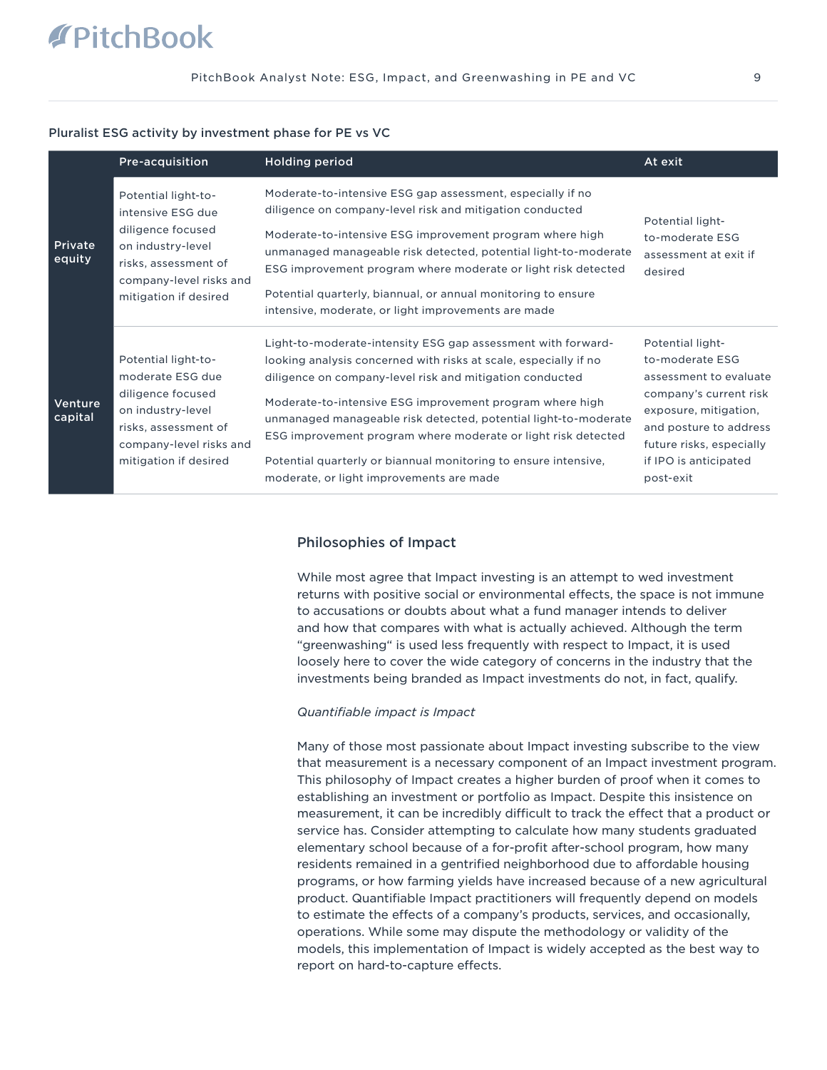### Pluralist ESG activity by investment phase for PE vs VC

| | Pre-acquisition | Holding period | At exit |
|---|---|---|---|
| **Private equity** | Potential light-to-intensive ESG due diligence focused on industry-level risks, assessment of company-level risks and mitigation if desired | Moderate-to-intensive ESG gap assessment, especially if no diligence on company-level risk and mitigation conducted<br><br>Moderate-to-intensive ESG improvement program where high unmanaged manageable risk detected, potential light-to-moderate ESG improvement program where moderate or light risk detected<br><br>Potential quarterly, biannual, or annual monitoring to ensure intensive, moderate, or light improvements are made | Potential light-to-moderate ESG assessment at exit if desired |
| **Venture capital** | Potential light-to-moderate ESG due diligence focused on industry-level risks, assessment of company-level risks and mitigation if desired | Light-to-moderate-intensity ESG gap assessment with forward-looking analysis concerned with risks at scale, especially if no diligence on company-level risk and mitigation conducted<br><br>Moderate-to-intensive ESG improvement program where high unmanaged manageable risk detected, potential light-to-moderate ESG improvement program where moderate or light risk detected<br><br>Potential quarterly or biannual monitoring to ensure intensive, moderate, or light improvements are made | Potential light-to-moderate ESG assessment to evaluate company's current risk exposure, mitigation, and posture to address future risks, especially if IPO is anticipated post-exit |

## Philosophies of Impact

While most agree that Impact investing is an attempt to wed investment returns with positive social or environmental effects, the space is not immune to accusations or doubts about what a fund manager intends to deliver and how that compares with what is actually achieved. Although the term "greenwashing" is used less frequently with respect to Impact, it is used loosely here to cover the wide category of concerns in the industry that the investments being branded as Impact investments do not, in fact, qualify.

*Quantifiable impact is Impact*

Many of those most passionate about Impact investing subscribe to the view that measurement is a necessary component of an Impact investment program. This philosophy of Impact creates a higher burden of proof when it comes to establishing an investment or portfolio as Impact. Despite this insistence on measurement, it can be incredibly difficult to track the effect that a product or service has. Consider attempting to calculate how many students graduated elementary school because of a for-profit after-school program, how many residents remained in a gentrified neighborhood due to affordable housing programs, or how farming yields have increased because of a new agricultural product. Quantifiable Impact practitioners will frequently depend on models to estimate the effects of a company's products, services, and occasionally, operations. While some may dispute the methodology or validity of the models, this implementation of Impact is widely accepted as the best way to report on hard-to-capture effects.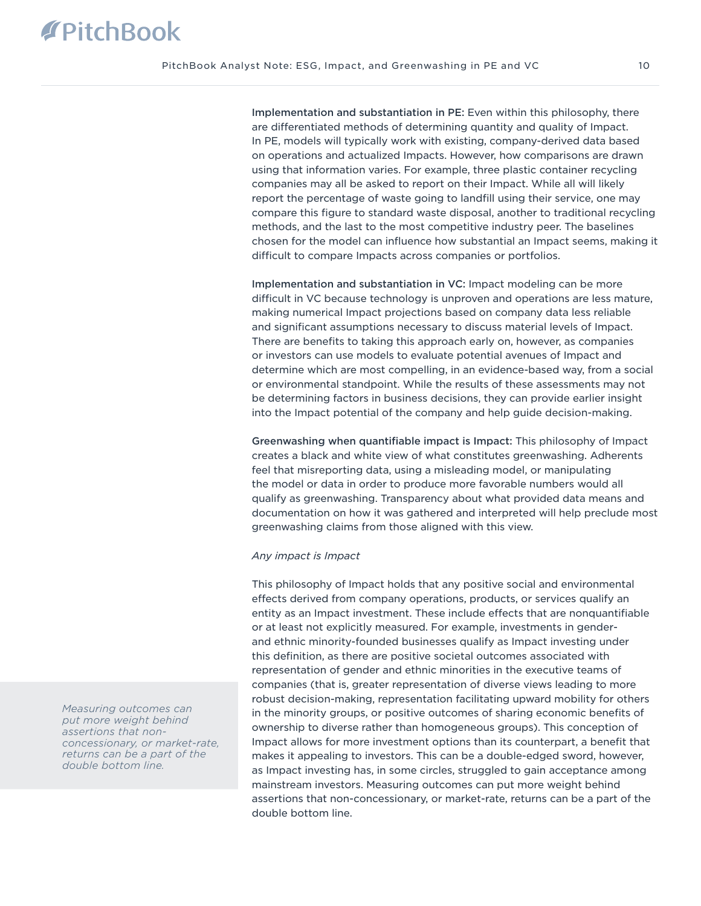**Implementation and substantiation in PE:** Even within this philosophy, there are differentiated methods of determining quantity and quality of Impact. In PE, models will typically work with existing, company-derived data based on operations and actualized Impacts. However, how comparisons are drawn using that information varies. For example, three plastic container recycling companies may all be asked to report on their Impact. While all will likely report the percentage of waste going to landfill using their service, one may compare this figure to standard waste disposal, another to traditional recycling methods, and the last to the most competitive industry peer. The baselines chosen for the model can influence how substantial an Impact seems, making it difficult to compare Impacts across companies or portfolios.

**Implementation and substantiation in VC:** Impact modeling can be more difficult in VC because technology is unproven and operations are less mature, making numerical Impact projections based on company data less reliable and significant assumptions necessary to discuss material levels of Impact. There are benefits to taking this approach early on, however, as companies or investors can use models to evaluate potential avenues of Impact and determine which are most compelling, in an evidence-based way, from a social or environmental standpoint. While the results of these assessments may not be determining factors in business decisions, they can provide earlier insight into the Impact potential of the company and help guide decision-making.

**Greenwashing when quantifiable impact is Impact:** This philosophy of Impact creates a black and white view of what constitutes greenwashing. Adherents feel that misreporting data, using a misleading model, or manipulating the model or data in order to produce more favorable numbers would all qualify as greenwashing. Transparency about what provided data means and documentation on how it was gathered and interpreted will help preclude most greenwashing claims from those aligned with this view.

*Any impact is Impact*

This philosophy of Impact holds that any positive social and environmental effects derived from company operations, products, or services qualify an entity as an Impact investment. These include effects that are nonquantifiable or at least not explicitly measured. For example, investments in gender- and ethnic minority-founded businesses qualify as Impact investing under this definition, as there are positive societal outcomes associated with representation of gender and ethnic minorities in the executive teams of companies (that is, greater representation of diverse views leading to more robust decision-making, representation facilitating upward mobility for others in the minority groups, or positive outcomes of sharing economic benefits of ownership to diverse rather than homogeneous groups). This conception of Impact allows for more investment options than its counterpart, a benefit that makes it appealing to investors. This can be a double-edged sword, however, as Impact investing has, in some circles, struggled to gain acceptance among mainstream investors. Measuring outcomes can put more weight behind assertions that non-concessionary, or market-rate, returns can be a part of the double bottom line.

*Measuring outcomes can put more weight behind assertions that non-concessionary, or market-rate, returns can be a part of the double bottom line.*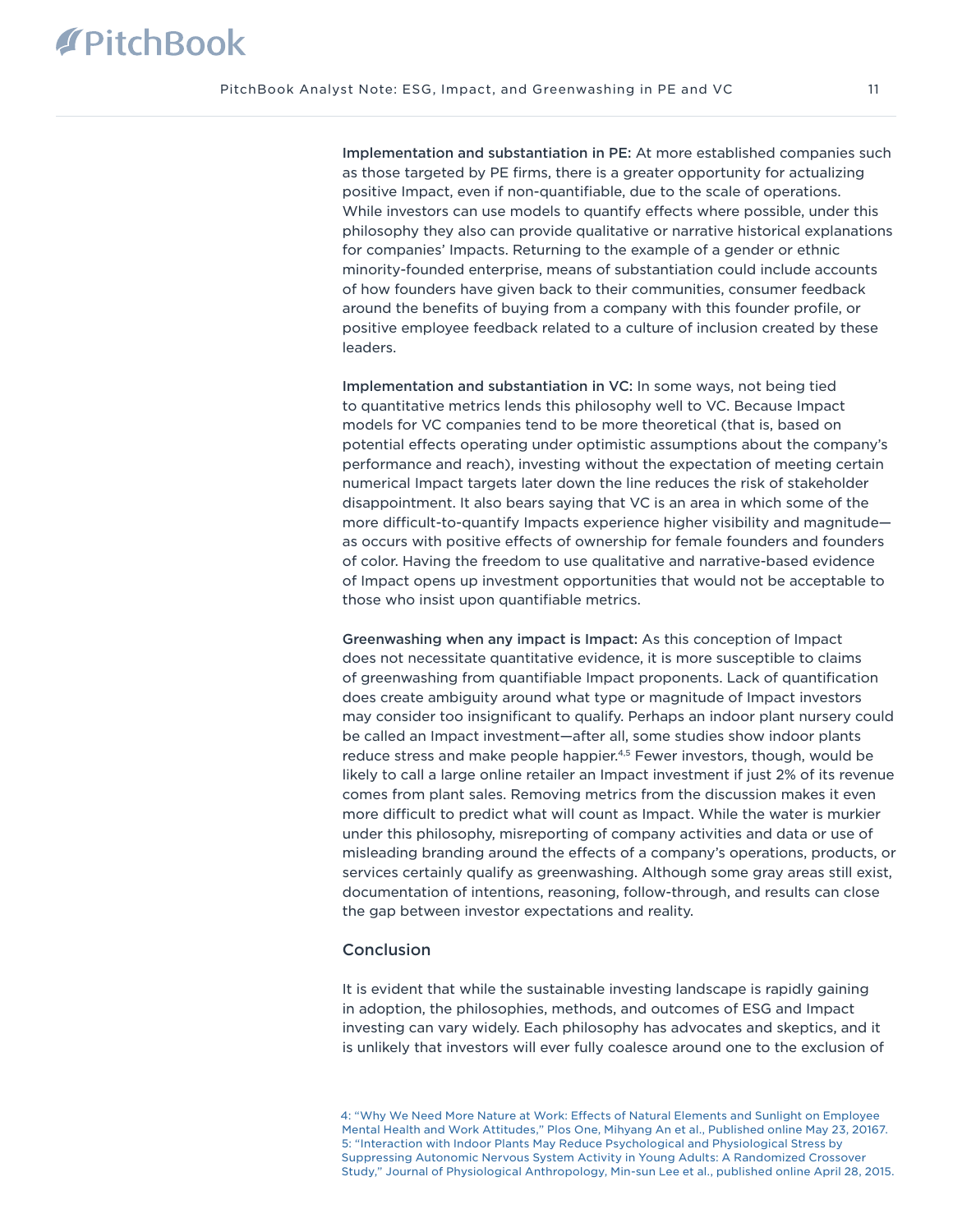**Implementation and substantiation in PE:** At more established companies such as those targeted by PE firms, there is a greater opportunity for actualizing positive Impact, even if non-quantifiable, due to the scale of operations. While investors can use models to quantify effects where possible, under this philosophy they also can provide qualitative or narrative historical explanations for companies' Impacts. Returning to the example of a gender or ethnic minority-founded enterprise, means of substantiation could include accounts of how founders have given back to their communities, consumer feedback around the benefits of buying from a company with this founder profile, or positive employee feedback related to a culture of inclusion created by these leaders.

**Implementation and substantiation in VC:** In some ways, not being tied to quantitative metrics lends this philosophy well to VC. Because Impact models for VC companies tend to be more theoretical (that is, based on potential effects operating under optimistic assumptions about the company's performance and reach), investing without the expectation of meeting certain numerical Impact targets later down the line reduces the risk of stakeholder disappointment. It also bears saying that VC is an area in which some of the more difficult-to-quantify Impacts experience higher visibility and magnitude—as occurs with positive effects of ownership for female founders and founders of color. Having the freedom to use qualitative and narrative-based evidence of Impact opens up investment opportunities that would not be acceptable to those who insist upon quantifiable metrics.

**Greenwashing when any impact is Impact:** As this conception of Impact does not necessitate quantitative evidence, it is more susceptible to claims of greenwashing from quantifiable Impact proponents. Lack of quantification does create ambiguity around what type or magnitude of Impact investors may consider too insignificant to qualify. Perhaps an indoor plant nursery could be called an Impact investment—after all, some studies show indoor plants reduce stress and make people happier.[4,5] Fewer investors, though, would be likely to call a large online retailer an Impact investment if just 2% of its revenue comes from plant sales. Removing metrics from the discussion makes it even more difficult to predict what will count as Impact. While the water is murkier under this philosophy, misreporting of company activities and data or use of misleading branding around the effects of a company's operations, products, or services certainly qualify as greenwashing. Although some gray areas still exist, documentation of intentions, reasoning, follow-through, and results can close the gap between investor expectations and reality.

## Conclusion

It is evident that while the sustainable investing landscape is rapidly gaining in adoption, the philosophies, methods, and outcomes of ESG and Impact investing can vary widely. Each philosophy has advocates and skeptics, and it is unlikely that investors will ever fully coalesce around one to the exclusion of

4: "Why We Need More Nature at Work: Effects of Natural Elements and Sunlight on Employee Mental Health and Work Attitudes," Plos One, Mihyang An et al., Published online May 23, 20167.
5: "Interaction with Indoor Plants May Reduce Psychological and Physiological Stress by Suppressing Autonomic Nervous System Activity in Young Adults: A Randomized Crossover Study," Journal of Physiological Anthropology, Min-sun Lee et al., published online April 28, 2015.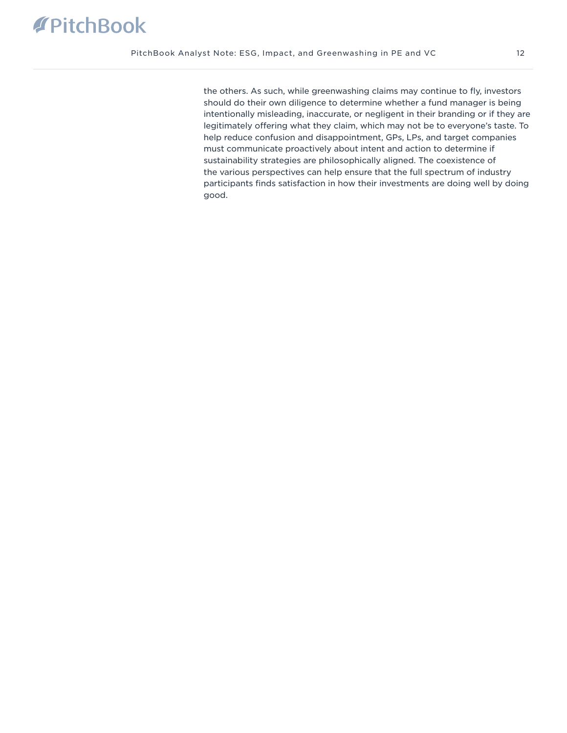the others. As such, while greenwashing claims may continue to fly, investors should do their own diligence to determine whether a fund manager is being intentionally misleading, inaccurate, or negligent in their branding or if they are legitimately offering what they claim, which may not be to everyone's taste. To help reduce confusion and disappointment, GPs, LPs, and target companies must communicate proactively about intent and action to determine if sustainability strategies are philosophically aligned. The coexistence of the various perspectives can help ensure that the full spectrum of industry participants finds satisfaction in how their investments are doing well by doing good.